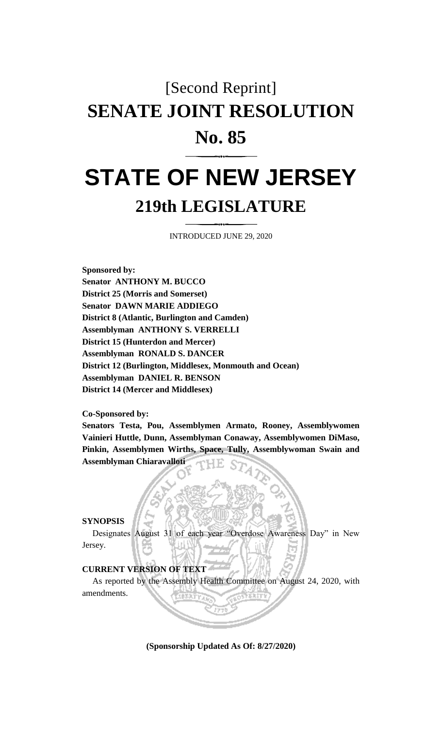[Second Reprint]

# SENATE JOINT RESOLUTION

# No. 85

# STATE OF NEW JERSEY

## 219th LEGISLATURE

INTRODUCED JUNE 29, 2020

**Sponsored by:**
**Senator ANTHONY M. BUCCO**
**District 25 (Morris and Somerset)**
**Senator DAWN MARIE ADDIEGO**
**District 8 (Atlantic, Burlington and Camden)**
**Assemblyman ANTHONY S. VERRELLI**
**District 15 (Hunterdon and Mercer)**
**Assemblyman RONALD S. DANCER**
**District 12 (Burlington, Middlesex, Monmouth and Ocean)**
**Assemblyman DANIEL R. BENSON**
**District 14 (Mercer and Middlesex)**

**Co-Sponsored by:**
**Senators Testa, Pou, Assemblymen Armato, Rooney, Assemblywomen Vainieri Huttle, Dunn, Assemblyman Conaway, Assemblywomen DiMaso, Pinkin, Assemblymen Wirths, Space, Tully, Assemblywoman Swain and Assemblyman Chiaravalloti**

**SYNOPSIS**

Designates August 31 of each year "Overdose Awareness Day" in New Jersey.

**CURRENT VERSION OF TEXT**

As reported by the Assembly Health Committee on August 24, 2020, with amendments.

**(Sponsorship Updated As Of: 8/27/2020)**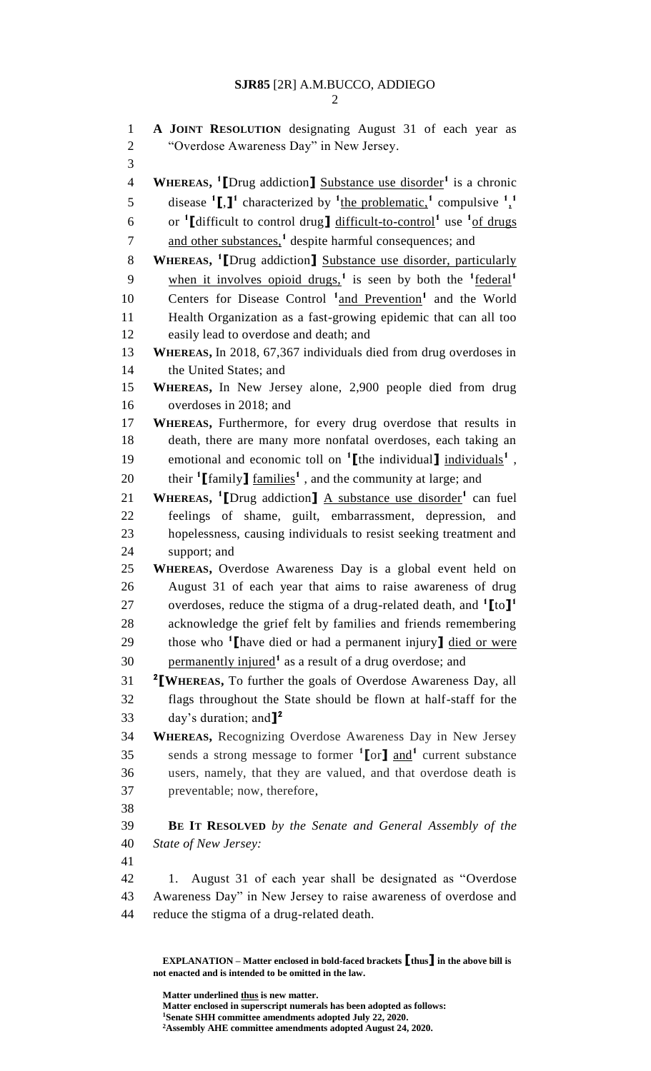**A JOINT RESOLUTION** designating August 31 of each year as "Overdose Awareness Day" in New Jersey.

**WHEREAS,** [1]**[**Drug addiction**]** Substance use disorder[1] is a chronic disease [1]**[**,**]**[1] characterized by [1]the problematic,[1] compulsive [1],[1] or [1]**[**difficult to control drug**]** difficult-to-control[1] use [1]of drugs and other substances,[1] despite harmful consequences; and

**WHEREAS,** [1]**[**Drug addiction**]** Substance use disorder, particularly when it involves opioid drugs,[1] is seen by both the [1]federal[1] Centers for Disease Control [1]and Prevention[1] and the World Health Organization as a fast-growing epidemic that can all too easily lead to overdose and death; and

**WHEREAS,** In 2018, 67,367 individuals died from drug overdoses in the United States; and

**WHEREAS,** In New Jersey alone, 2,900 people died from drug overdoses in 2018; and

**WHEREAS,** Furthermore, for every drug overdose that results in death, there are many more nonfatal overdoses, each taking an emotional and economic toll on [1]**[**the individual**]** individuals[1] , their [1]**[**family**]** families[1] , and the community at large; and

**WHEREAS,** [1]**[**Drug addiction**]** A substance use disorder[1] can fuel feelings of shame, guilt, embarrassment, depression, and hopelessness, causing individuals to resist seeking treatment and support; and

**WHEREAS,** Overdose Awareness Day is a global event held on August 31 of each year that aims to raise awareness of drug overdoses, reduce the stigma of a drug-related death, and [1]**[**to**]**[1] acknowledge the grief felt by families and friends remembering those who [1]**[**have died or had a permanent injury**]** died or were permanently injured[1] as a result of a drug overdose; and

[2]**[WHEREAS,** To further the goals of Overdose Awareness Day, all flags throughout the State should be flown at half-staff for the day's duration; and**]**[2]

**WHEREAS,** Recognizing Overdose Awareness Day in New Jersey sends a strong message to former [1]**[**or**]** and[1] current substance users, namely, that they are valued, and that overdose death is preventable; now, therefore,

**BE IT RESOLVED** *by the Senate and General Assembly of the State of New Jersey:*

1. August 31 of each year shall be designated as "Overdose Awareness Day" in New Jersey to raise awareness of overdose and reduce the stigma of a drug-related death.

**EXPLANATION – Matter enclosed in bold-faced brackets [thus] in the above bill is not enacted and is intended to be omitted in the law.**

**Matter underlined thus is new matter.**
**Matter enclosed in superscript numerals has been adopted as follows:**
[1]**Senate SHH committee amendments adopted July 22, 2020.**
[2]**Assembly AHE committee amendments adopted August 24, 2020.**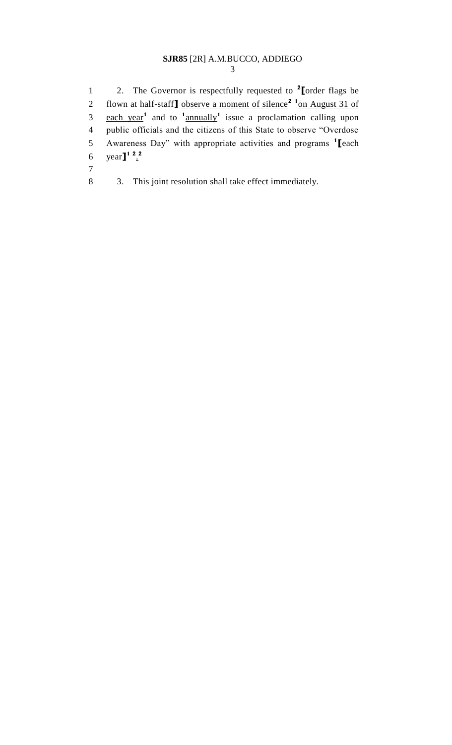2. The Governor is respectfully requested to [2][order flags be flown at half-staff] observe a moment of silence[2] [1]on August 31 of each year[1] and to [1]annually[1] issue a proclamation calling upon public officials and the citizens of this State to observe "Overdose Awareness Day" with appropriate activities and programs [1][each year][1] [2].[2]

3. This joint resolution shall take effect immediately.